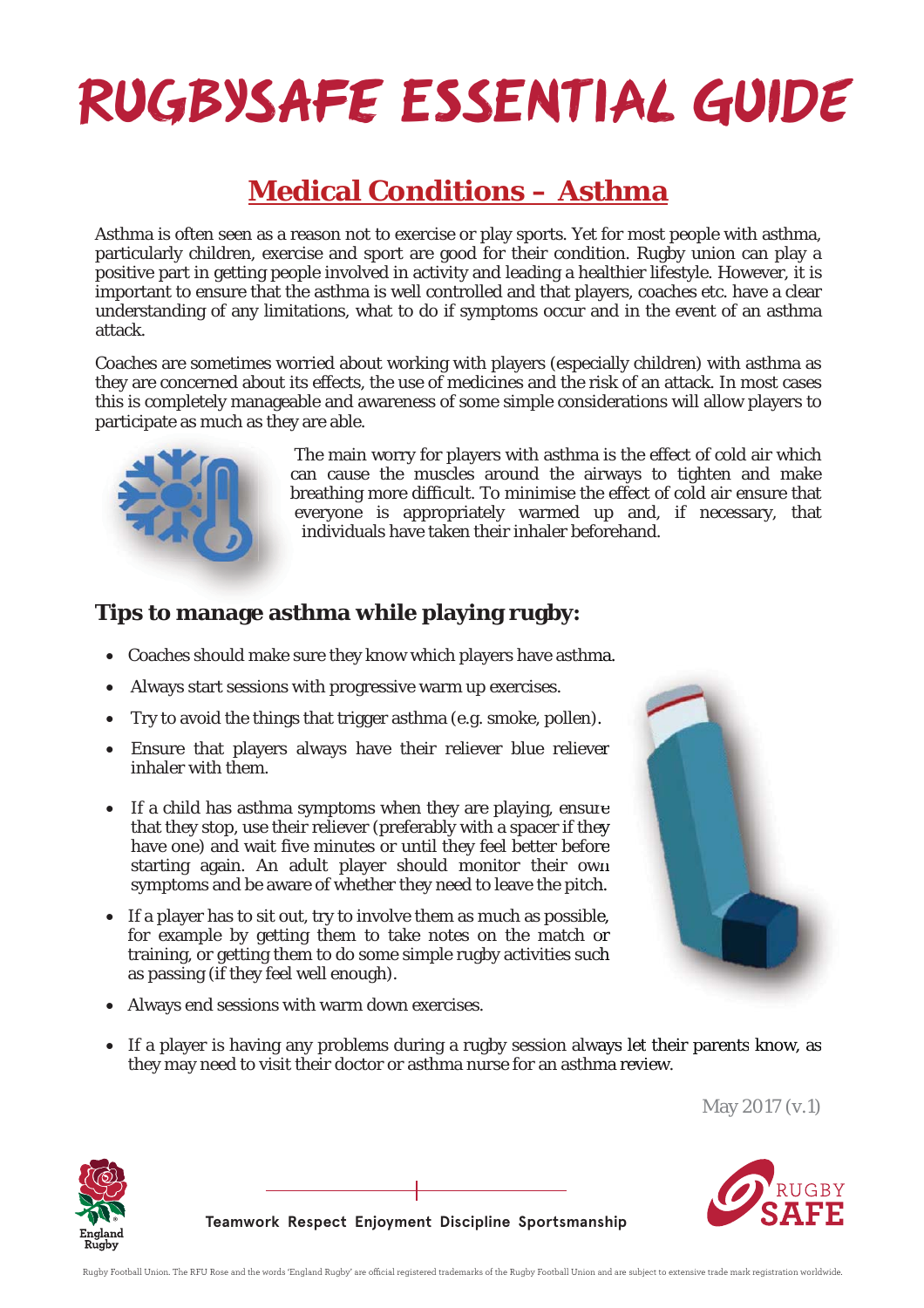# RUGBYSAFE ESSENTIAL GUIDE

## Medical Conditions – Asthma

Asthma is often seen as a reason not to exercise or play sports. Yet for most people with asthma, particularly children, exercise and sport are good for their condition. Rugby union can play a positive part in getting people involved in activity and leading a healthier lifestyle. However, it is important to ensure that the asthma is well controlled and that players, coaches etc. have a clear understanding of any limitations, what to do if symptoms occur and in the event of an asthma attack.

Coaches are sometimes worried about working with players (especially children) with asthma as they are concerned about its effects, the use of medicines and the risk of an attack. In most cases this is completely manageable and awareness of some simple considerations will allow players to participate as much as they are able.

The main worry for players with asthma is the effect of cold air which can cause the muscles around the airways to tighten and make breathing more difficult. To minimise the effect of cold air ensure that everyone is appropriately warmed up and, if necessary, that individuals have taken their inhaler beforehand.

### Tips to manage asthma while playing rugby:

- Coaches should make sure they know which players have asthma.
- Always start sessions with progressive warm up exercises.
- Try to avoid the things that trigger asthma (e.g. smoke, pollen).
- Ensure that players always have their reliever blue reliever inhaler with them.
- If a child has asthma symptoms when they are playing, ensure that they stop, use their reliever (preferably with a spacer if they have one) and wait five minutes or until they feel better before starting again. An adult player should monitor their own symptoms and be aware of whether they need to leave the pitch.
- If a player has to sit out, try to involve them as much as possible, for example by getting them to take notes on the match or training, or getting them to do some simple rugby activities such as passing (if they feel well enough).
- Always end sessions with warm down exercises.
- If a player is having any problems during a rugby session always let their parents know, as they may need to visit their doctor or asthma nurse for an asthma review.

May 2017 (v.1)

Teamwork Respect Enjoyment Discipline Sportsmanship

Rugby Football Union. The RFU Rose and the words 'England Rugby' are official registered trademarks of the Rugby Football Union and are subject to extensive trade mark registration worldwide.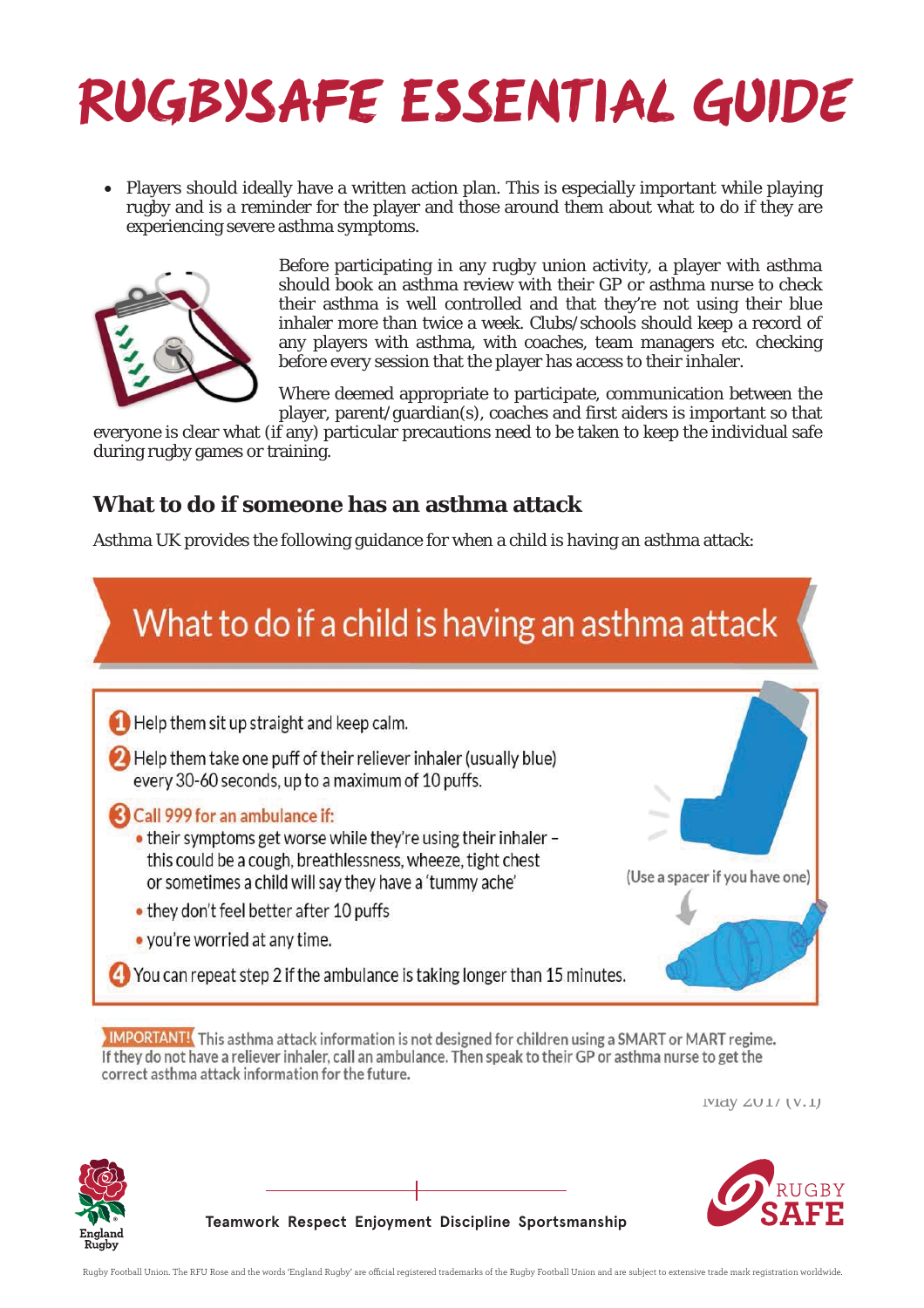# RUGBYSAFE ESSENTIAL GUIDE

- Players should ideally have a written action plan. This is especially important while playing rugby and is a reminder for the player and those around them about what to do if they are experiencing severe asthma symptoms.

Before participating in any rugby union activity, a player with asthma should book an asthma review with their GP or asthma nurse to check their asthma is well controlled and that they're not using their blue inhaler more than twice a week. Clubs/schools should keep a record of any players with asthma, with coaches, team managers etc. checking before every session that the player has access to their inhaler.

Where deemed appropriate to participate, communication between the player, parent/guardian(s), coaches and first aiders is important so that everyone is clear what (if any) particular precautions need to be taken to keep the individual safe during rugby games or training.

## What to do if someone has an asthma attack

Asthma UK provides the following guidance for when a child is having an asthma attack:

### What to do if a child is having an asthma attack

1. Help them sit up straight and keep calm.
2. Help them take one puff of their reliever inhaler (usually blue) every 30-60 seconds, up to a maximum of 10 puffs.
3. Call 999 for an ambulance if:
   - their symptoms get worse while they're using their inhaler – this could be a cough, breathlessness, wheeze, tight chest or sometimes a child will say they have a 'tummy ache'
   - they don't feel better after 10 puffs
   - you're worried at any time.
4. You can repeat step 2 if the ambulance is taking longer than 15 minutes.

(Use a spacer if you have one)

**IMPORTANT!** This asthma attack information is not designed for children using a SMART or MART regime. If they do not have a reliever inhaler, call an ambulance. Then speak to their GP or asthma nurse to get the correct asthma attack information for the future.

May 2017 (V.1)

Teamwork Respect Enjoyment Discipline Sportsmanship

Rugby Football Union. The RFU Rose and the words 'England Rugby' are official registered trademarks of the Rugby Football Union and are subject to extensive trade mark registration worldwide.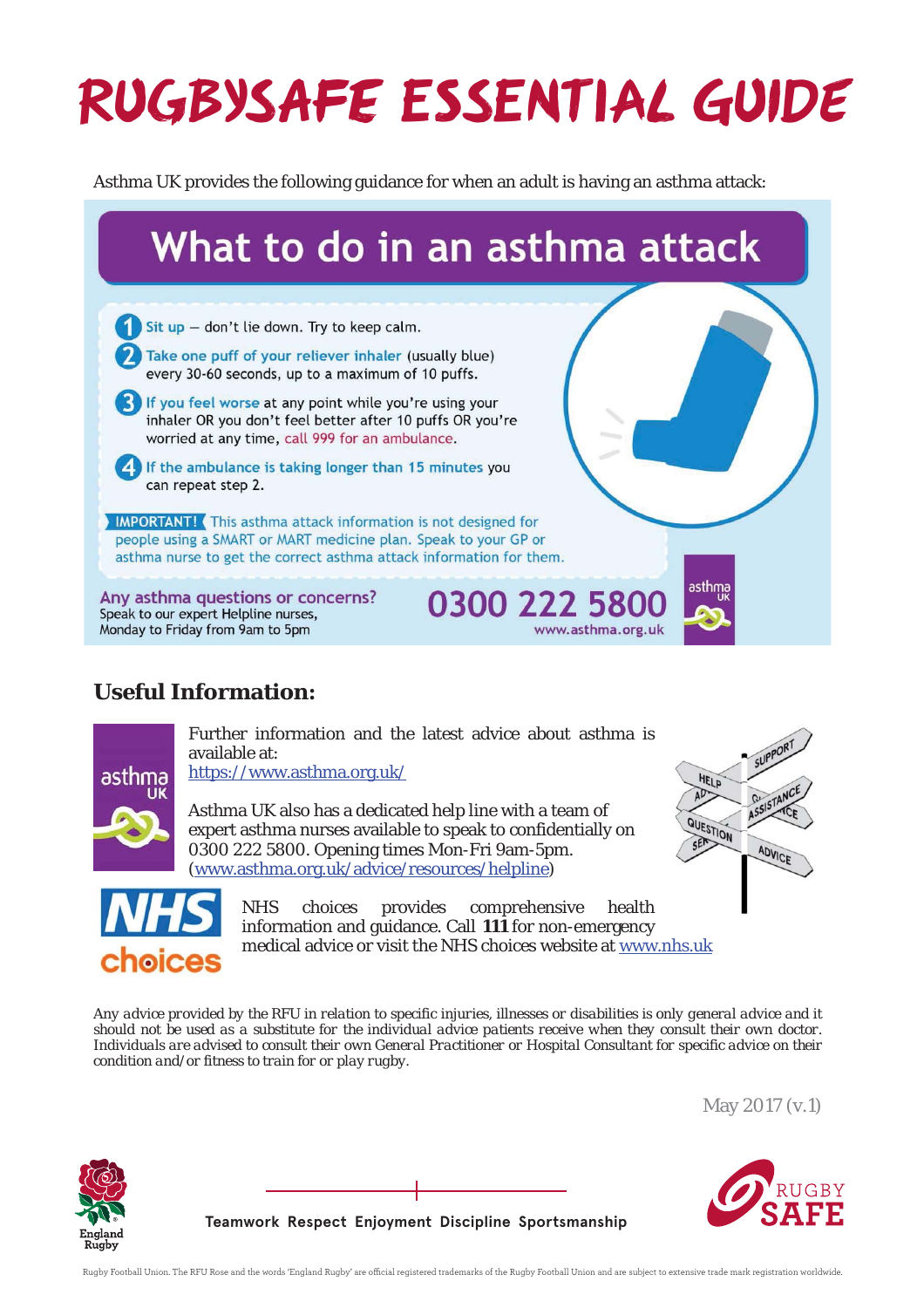# RUGBYSAFE ESSENTIAL GUIDE

Asthma UK provides the following guidance for when an adult is having an asthma attack:

## What to do in an asthma attack

1. **Sit up** – don't lie down. Try to keep calm.
2. **Take one puff of your reliever inhaler** (usually blue) every 30-60 seconds, up to a maximum of 10 puffs.
3. **If you feel worse** at any point while you're using your inhaler OR you don't feel better after 10 puffs OR you're worried at any time, **call 999 for an ambulance**.
4. **If the ambulance is taking longer than 15 minutes** you can repeat step 2.

**IMPORTANT!** This asthma attack information is not designed for people using a SMART or MART medicine plan. Speak to your GP or asthma nurse to get the correct asthma attack information for them.

**Any asthma questions or concerns?** Speak to our expert Helpline nurses, Monday to Friday from 9am to 5pm

**0300 222 5800**
www.asthma.org.uk

asthma UK

## Useful Information:

Further information and the latest advice about asthma is available at:
https://www.asthma.org.uk/

Asthma UK also has a dedicated help line with a team of expert asthma nurses available to speak to confidentially on 0300 222 5800. Opening times Mon-Fri 9am-5pm. (www.asthma.org.uk/advice/resources/helpline)

NHS choices provides comprehensive health information and guidance. Call **111** for non-emergency medical advice or visit the NHS choices website at www.nhs.uk

*Any advice provided by the RFU in relation to specific injuries, illnesses or disabilities is only general advice and it should not be used as a substitute for the individual advice patients receive when they consult their own doctor. Individuals are advised to consult their own General Practitioner or Hospital Consultant for specific advice on their condition and/or fitness to train for or play rugby.*

May 2017 (v.1)

**Teamwork Respect Enjoyment Discipline Sportsmanship**

Rugby Football Union. The RFU Rose and the words 'England Rugby' are official registered trademarks of the Rugby Football Union and are subject to extensive trade mark registration worldwide.